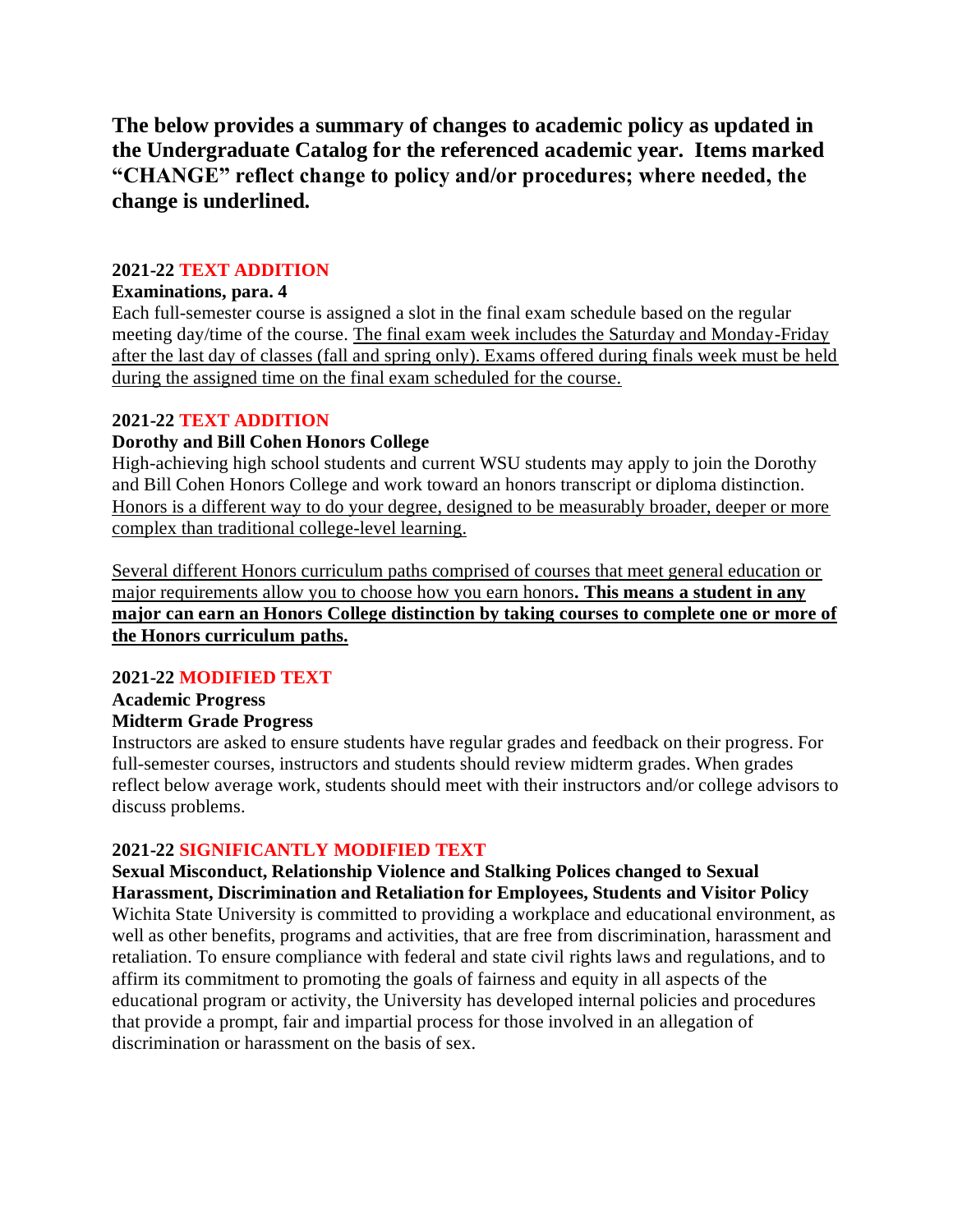**The below provides a summary of changes to academic policy as updated in the Undergraduate Catalog for the referenced academic year. Items marked "CHANGE" reflect change to policy and/or procedures; where needed, the change is underlined.**

**2021-22 TEXT ADDITION**

**Examinations, para. 4**

Each full-semester course is assigned a slot in the final exam schedule based on the regular meeting day/time of the course. <u>The final exam week includes the Saturday and Monday-Friday after the last day of classes (fall and spring only). Exams offered during finals week must be held during the assigned time on the final exam scheduled for the course.</u>

**2021-22 TEXT ADDITION**

**Dorothy and Bill Cohen Honors College**

High-achieving high school students and current WSU students may apply to join the Dorothy and Bill Cohen Honors College and work toward an honors transcript or diploma distinction. <u>Honors is a different way to do your degree, designed to be measurably broader, deeper or more complex than traditional college-level learning.</u>

<u>Several different Honors curriculum paths comprised of courses that meet general education or major requirements allow you to choose how you earn honors</u>**<u>. This means a student in any major can earn an Honors College distinction by taking courses to complete one or more of the Honors curriculum paths.</u>**

**2021-22 MODIFIED TEXT**

**Academic Progress**

**Midterm Grade Progress**

Instructors are asked to ensure students have regular grades and feedback on their progress. For full-semester courses, instructors and students should review midterm grades. When grades reflect below average work, students should meet with their instructors and/or college advisors to discuss problems.

**2021-22 SIGNIFICANTLY MODIFIED TEXT**

**Sexual Misconduct, Relationship Violence and Stalking Polices changed to Sexual Harassment, Discrimination and Retaliation for Employees, Students and Visitor Policy**

Wichita State University is committed to providing a workplace and educational environment, as well as other benefits, programs and activities, that are free from discrimination, harassment and retaliation. To ensure compliance with federal and state civil rights laws and regulations, and to affirm its commitment to promoting the goals of fairness and equity in all aspects of the educational program or activity, the University has developed internal policies and procedures that provide a prompt, fair and impartial process for those involved in an allegation of discrimination or harassment on the basis of sex.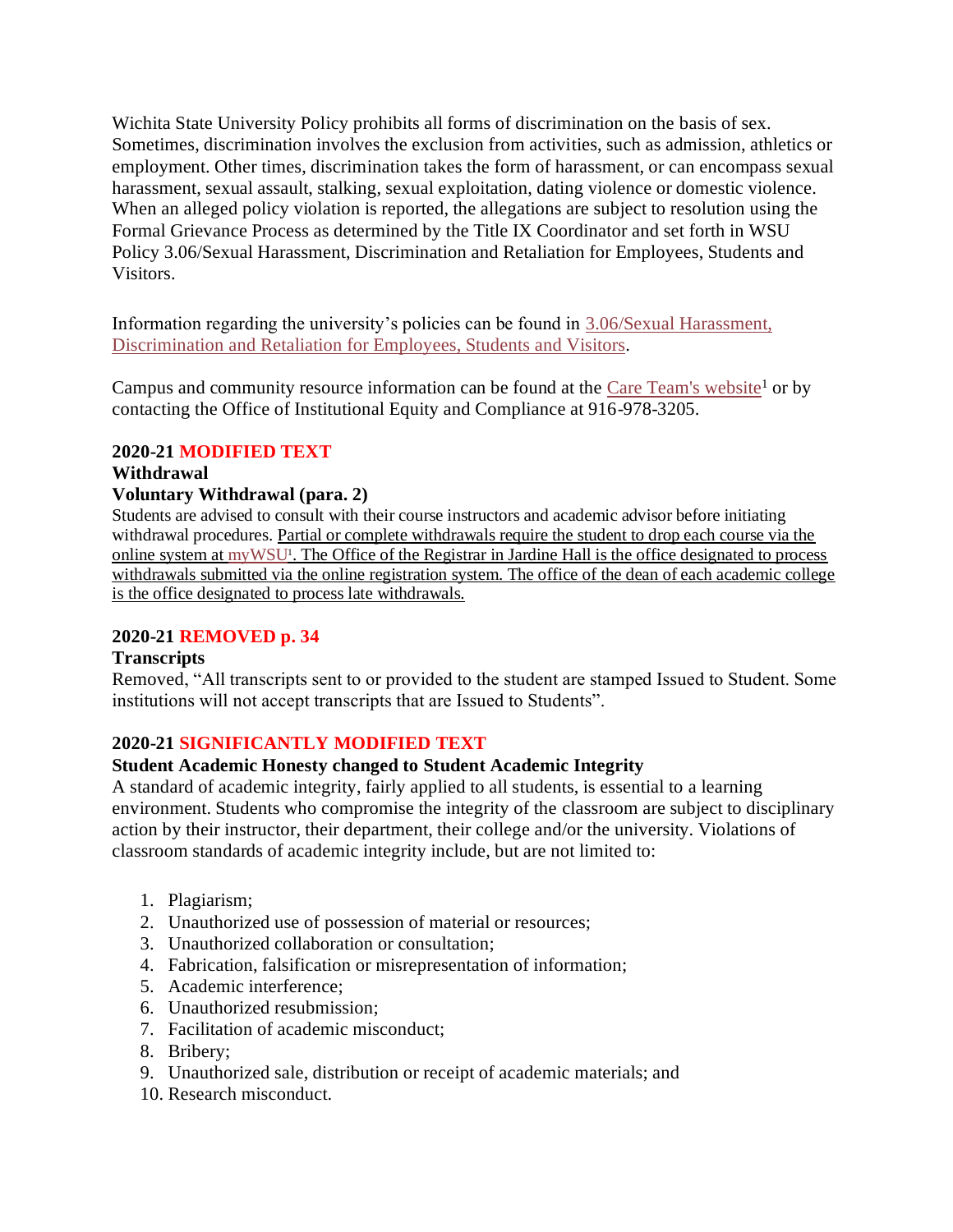Wichita State University Policy prohibits all forms of discrimination on the basis of sex. Sometimes, discrimination involves the exclusion from activities, such as admission, athletics or employment. Other times, discrimination takes the form of harassment, or can encompass sexual harassment, sexual assault, stalking, sexual exploitation, dating violence or domestic violence. When an alleged policy violation is reported, the allegations are subject to resolution using the Formal Grievance Process as determined by the Title IX Coordinator and set forth in WSU Policy 3.06/Sexual Harassment, Discrimination and Retaliation for Employees, Students and Visitors.

Information regarding the university's policies can be found in 3.06/Sexual Harassment, Discrimination and Retaliation for Employees, Students and Visitors.

Campus and community resource information can be found at the Care Team's website[1] or by contacting the Office of Institutional Equity and Compliance at 916-978-3205.

**2020-21 MODIFIED TEXT**

**Withdrawal**

**Voluntary Withdrawal (para. 2)**

Students are advised to consult with their course instructors and academic advisor before initiating withdrawal procedures. <u>Partial or complete withdrawals require the student to drop each course via the online system at myWSU[1]. The Office of the Registrar in Jardine Hall is the office designated to process withdrawals submitted via the online registration system. The office of the dean of each academic college is the office designated to process late withdrawals.</u>

**2020-21 REMOVED p. 34**

**Transcripts**

Removed, "All transcripts sent to or provided to the student are stamped Issued to Student. Some institutions will not accept transcripts that are Issued to Students".

**2020-21 SIGNIFICANTLY MODIFIED TEXT**

**Student Academic Honesty changed to Student Academic Integrity**

A standard of academic integrity, fairly applied to all students, is essential to a learning environment. Students who compromise the integrity of the classroom are subject to disciplinary action by their instructor, their department, their college and/or the university. Violations of classroom standards of academic integrity include, but are not limited to:

1. Plagiarism;
2. Unauthorized use of possession of material or resources;
3. Unauthorized collaboration or consultation;
4. Fabrication, falsification or misrepresentation of information;
5. Academic interference;
6. Unauthorized resubmission;
7. Facilitation of academic misconduct;
8. Bribery;
9. Unauthorized sale, distribution or receipt of academic materials; and
10. Research misconduct.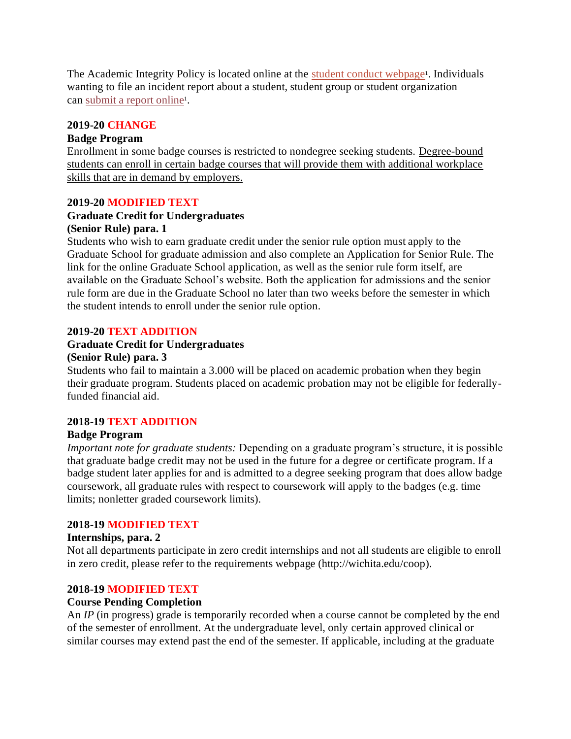The Academic Integrity Policy is located online at the student conduct webpage[1]. Individuals wanting to file an incident report about a student, student group or student organization can submit a report online[1].

**2019-20 CHANGE**
**Badge Program**
Enrollment in some badge courses is restricted to nondegree seeking students. <u>Degree-bound students can enroll in certain badge courses that will provide them with additional workplace skills that are in demand by employers.</u>

**2019-20 MODIFIED TEXT**
**Graduate Credit for Undergraduates**
**(Senior Rule) para. 1**
Students who wish to earn graduate credit under the senior rule option must apply to the Graduate School for graduate admission and also complete an Application for Senior Rule. The link for the online Graduate School application, as well as the senior rule form itself, are available on the Graduate School's website. Both the application for admissions and the senior rule form are due in the Graduate School no later than two weeks before the semester in which the student intends to enroll under the senior rule option.

**2019-20 TEXT ADDITION**
**Graduate Credit for Undergraduates**
**(Senior Rule) para. 3**
Students who fail to maintain a 3.000 will be placed on academic probation when they begin their graduate program. Students placed on academic probation may not be eligible for federally-funded financial aid.

**2018-19 TEXT ADDITION**
**Badge Program**
*Important note for graduate students:* Depending on a graduate program's structure, it is possible that graduate badge credit may not be used in the future for a degree or certificate program. If a badge student later applies for and is admitted to a degree seeking program that does allow badge coursework, all graduate rules with respect to coursework will apply to the badges (e.g. time limits; nonletter graded coursework limits).

**2018-19 MODIFIED TEXT**
**Internships, para. 2**
Not all departments participate in zero credit internships and not all students are eligible to enroll in zero credit, please refer to the requirements webpage (http://wichita.edu/coop).

**2018-19 MODIFIED TEXT**
**Course Pending Completion**
An *IP* (in progress) grade is temporarily recorded when a course cannot be completed by the end of the semester of enrollment. At the undergraduate level, only certain approved clinical or similar courses may extend past the end of the semester. If applicable, including at the graduate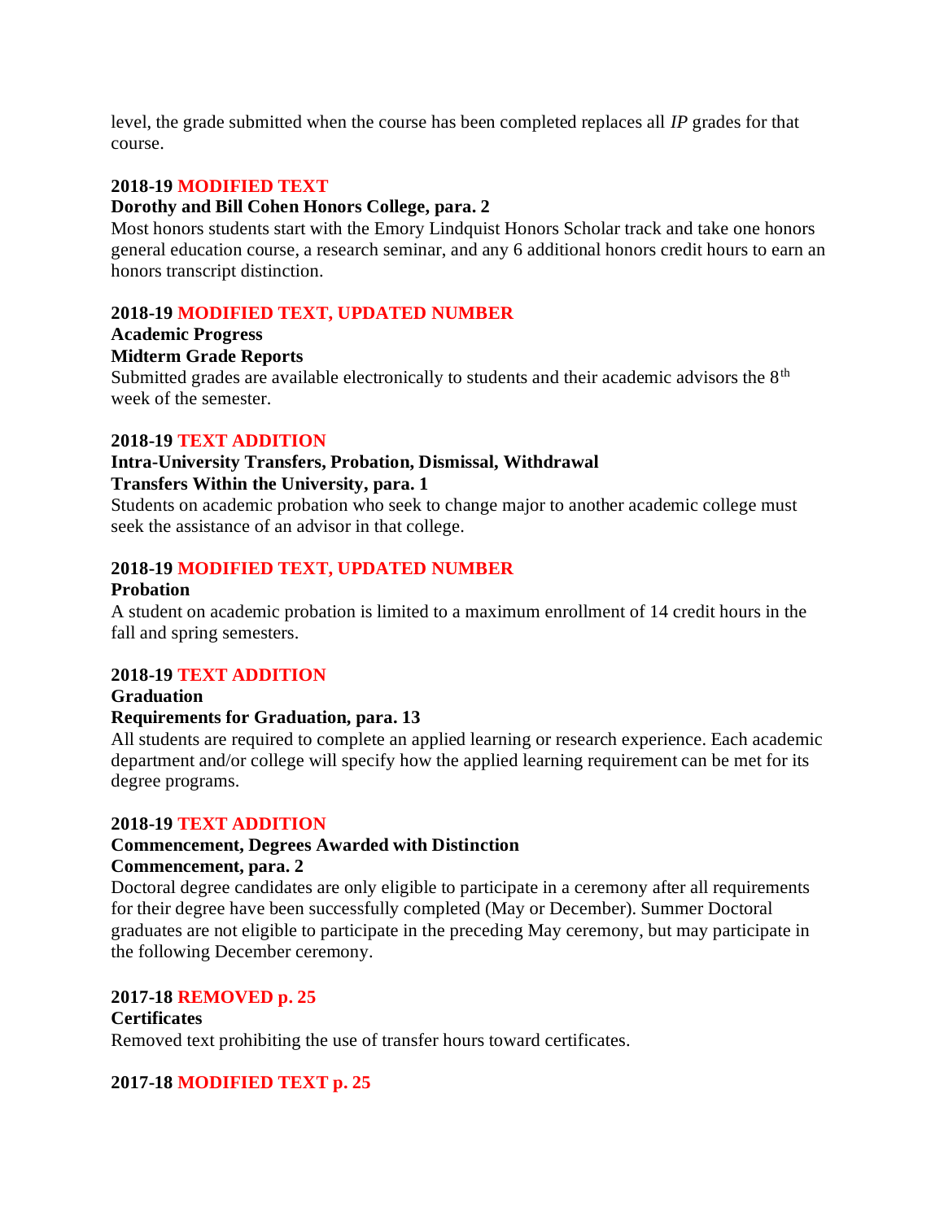level, the grade submitted when the course has been completed replaces all *IP* grades for that course.

**2018-19 MODIFIED TEXT**
**Dorothy and Bill Cohen Honors College, para. 2**
Most honors students start with the Emory Lindquist Honors Scholar track and take one honors general education course, a research seminar, and any 6 additional honors credit hours to earn an honors transcript distinction.

**2018-19 MODIFIED TEXT, UPDATED NUMBER**
**Academic Progress**
**Midterm Grade Reports**
Submitted grades are available electronically to students and their academic advisors the 8th week of the semester.

**2018-19 TEXT ADDITION**
**Intra-University Transfers, Probation, Dismissal, Withdrawal**
**Transfers Within the University, para. 1**
Students on academic probation who seek to change major to another academic college must seek the assistance of an advisor in that college.

**2018-19 MODIFIED TEXT, UPDATED NUMBER**
**Probation**
A student on academic probation is limited to a maximum enrollment of 14 credit hours in the fall and spring semesters.

**2018-19 TEXT ADDITION**
**Graduation**
**Requirements for Graduation, para. 13**
All students are required to complete an applied learning or research experience. Each academic department and/or college will specify how the applied learning requirement can be met for its degree programs.

**2018-19 TEXT ADDITION**
**Commencement, Degrees Awarded with Distinction**
**Commencement, para. 2**
Doctoral degree candidates are only eligible to participate in a ceremony after all requirements for their degree have been successfully completed (May or December). Summer Doctoral graduates are not eligible to participate in the preceding May ceremony, but may participate in the following December ceremony.

**2017-18 REMOVED p. 25**
**Certificates**
Removed text prohibiting the use of transfer hours toward certificates.

**2017-18 MODIFIED TEXT p. 25**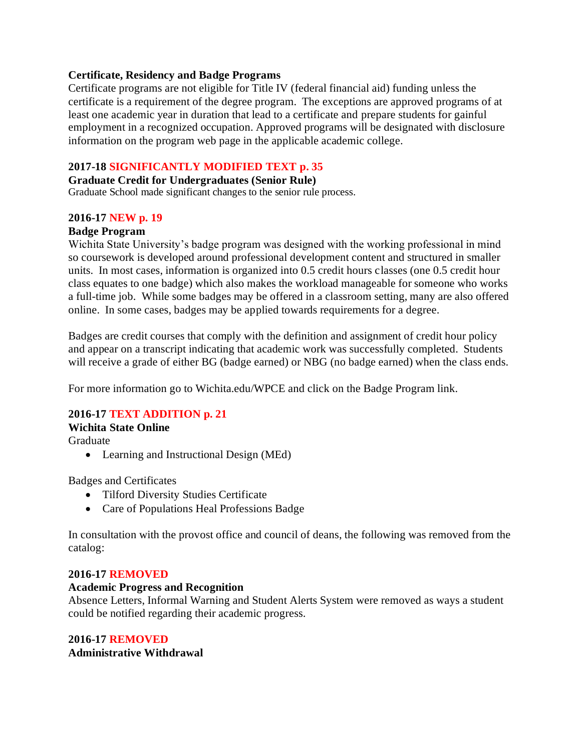**Certificate, Residency and Badge Programs**

Certificate programs are not eligible for Title IV (federal financial aid) funding unless the certificate is a requirement of the degree program. The exceptions are approved programs of at least one academic year in duration that lead to a certificate and prepare students for gainful employment in a recognized occupation. Approved programs will be designated with disclosure information on the program web page in the applicable academic college.

**2017-18 SIGNIFICANTLY MODIFIED TEXT p. 35**

**Graduate Credit for Undergraduates (Senior Rule)**

Graduate School made significant changes to the senior rule process.

**2016-17 NEW p. 19**

**Badge Program**

Wichita State University's badge program was designed with the working professional in mind so coursework is developed around professional development content and structured in smaller units. In most cases, information is organized into 0.5 credit hours classes (one 0.5 credit hour class equates to one badge) which also makes the workload manageable for someone who works a full-time job. While some badges may be offered in a classroom setting, many are also offered online. In some cases, badges may be applied towards requirements for a degree.

Badges are credit courses that comply with the definition and assignment of credit hour policy and appear on a transcript indicating that academic work was successfully completed. Students will receive a grade of either BG (badge earned) or NBG (no badge earned) when the class ends.

For more information go to Wichita.edu/WPCE and click on the Badge Program link.

**2016-17 TEXT ADDITION p. 21**

**Wichita State Online**

Graduate

- Learning and Instructional Design (MEd)

Badges and Certificates

- Tilford Diversity Studies Certificate
- Care of Populations Heal Professions Badge

In consultation with the provost office and council of deans, the following was removed from the catalog:

**2016-17 REMOVED**

**Academic Progress and Recognition**

Absence Letters, Informal Warning and Student Alerts System were removed as ways a student could be notified regarding their academic progress.

**2016-17 REMOVED**

**Administrative Withdrawal**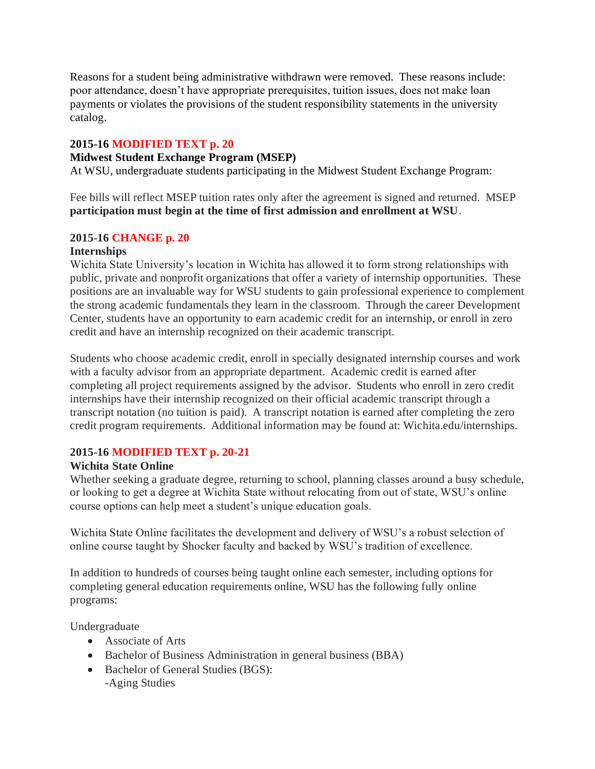Reasons for a student being administrative withdrawn were removed. These reasons include: poor attendance, doesn't have appropriate prerequisites, tuition issues, does not make loan payments or violates the provisions of the student responsibility statements in the university catalog.

**2015-16 MODIFIED TEXT p. 20**

**Midwest Student Exchange Program (MSEP)**

At WSU, undergraduate students participating in the Midwest Student Exchange Program:

Fee bills will reflect MSEP tuition rates only after the agreement is signed and returned. MSEP **participation must begin at the time of first admission and enrollment at WSU**.

**2015-16 CHANGE p. 20**

**Internships**

Wichita State University's location in Wichita has allowed it to form strong relationships with public, private and nonprofit organizations that offer a variety of internship opportunities. These positions are an invaluable way for WSU students to gain professional experience to complement the strong academic fundamentals they learn in the classroom. Through the career Development Center, students have an opportunity to earn academic credit for an internship, or enroll in zero credit and have an internship recognized on their academic transcript.

Students who choose academic credit, enroll in specially designated internship courses and work with a faculty advisor from an appropriate department. Academic credit is earned after completing all project requirements assigned by the advisor. Students who enroll in zero credit internships have their internship recognized on their official academic transcript through a transcript notation (no tuition is paid). A transcript notation is earned after completing the zero credit program requirements. Additional information may be found at: Wichita.edu/internships.

**2015-16 MODIFIED TEXT p. 20-21**

**Wichita State Online**

Whether seeking a graduate degree, returning to school, planning classes around a busy schedule, or looking to get a degree at Wichita State without relocating from out of state, WSU's online course options can help meet a student's unique education goals.

Wichita State Online facilitates the development and delivery of WSU's a robust selection of online course taught by Shocker faculty and backed by WSU's tradition of excellence.

In addition to hundreds of courses being taught online each semester, including options for completing general education requirements online, WSU has the following fully online programs:

Undergraduate

- Associate of Arts
- Bachelor of Business Administration in general business (BBA)
- Bachelor of General Studies (BGS):
  -Aging Studies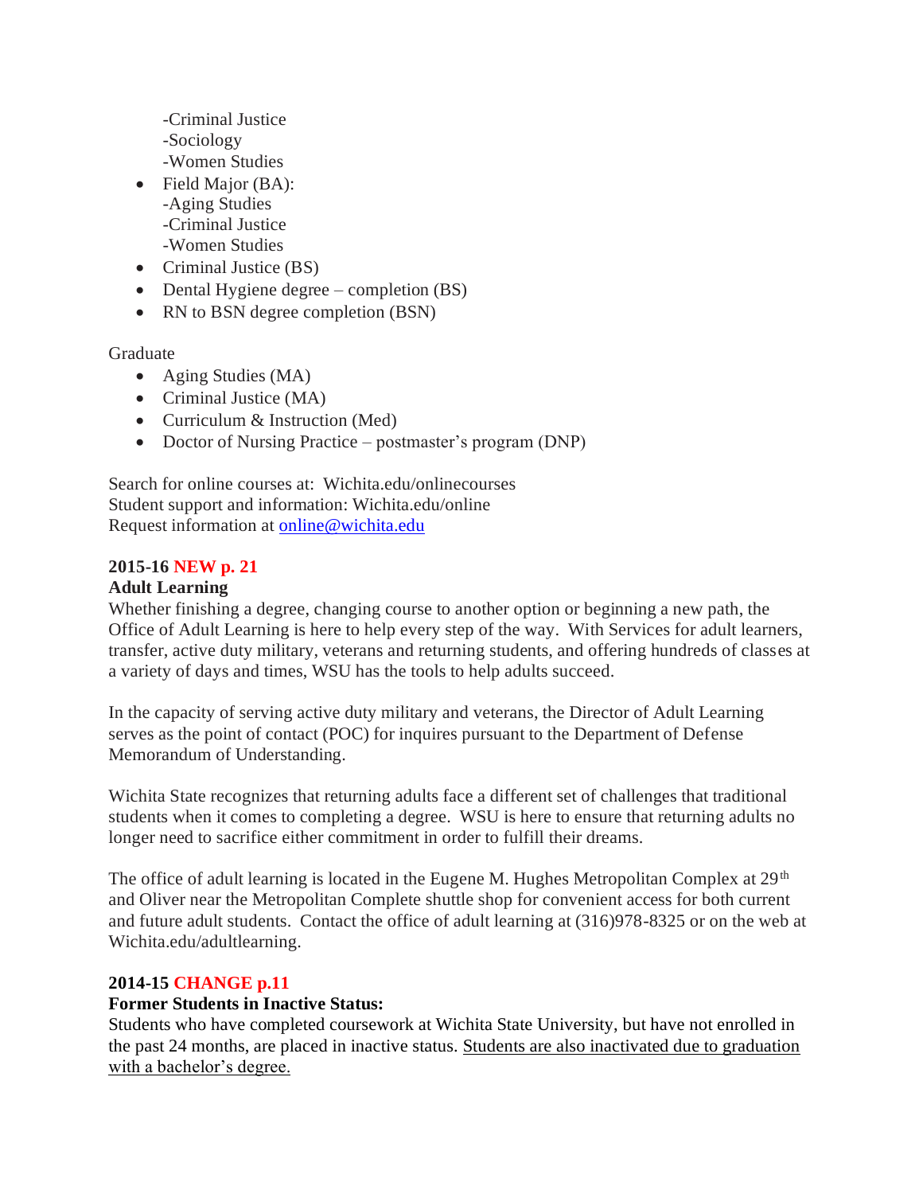-Criminal Justice
-Sociology
-Women Studies

- Field Major (BA):
  -Aging Studies
  -Criminal Justice
  -Women Studies
- Criminal Justice (BS)
- Dental Hygiene degree – completion (BS)
- RN to BSN degree completion (BSN)

Graduate

- Aging Studies (MA)
- Criminal Justice (MA)
- Curriculum & Instruction (Med)
- Doctor of Nursing Practice – postmaster's program (DNP)

Search for online courses at: Wichita.edu/onlinecourses
Student support and information: Wichita.edu/online
Request information at [online@wichita.edu](mailto:online@wichita.edu)

**2015-16 NEW p. 21**
**Adult Learning**
Whether finishing a degree, changing course to another option or beginning a new path, the Office of Adult Learning is here to help every step of the way. With Services for adult learners, transfer, active duty military, veterans and returning students, and offering hundreds of classes at a variety of days and times, WSU has the tools to help adults succeed.

In the capacity of serving active duty military and veterans, the Director of Adult Learning serves as the point of contact (POC) for inquires pursuant to the Department of Defense Memorandum of Understanding.

Wichita State recognizes that returning adults face a different set of challenges that traditional students when it comes to completing a degree. WSU is here to ensure that returning adults no longer need to sacrifice either commitment in order to fulfill their dreams.

The office of adult learning is located in the Eugene M. Hughes Metropolitan Complex at 29th and Oliver near the Metropolitan Complete shuttle shop for convenient access for both current and future adult students. Contact the office of adult learning at (316)978-8325 or on the web at Wichita.edu/adultlearning.

**2014-15 CHANGE p.11**
**Former Students in Inactive Status:**
Students who have completed coursework at Wichita State University, but have not enrolled in the past 24 months, are placed in inactive status. Students are also inactivated due to graduation with a bachelor's degree.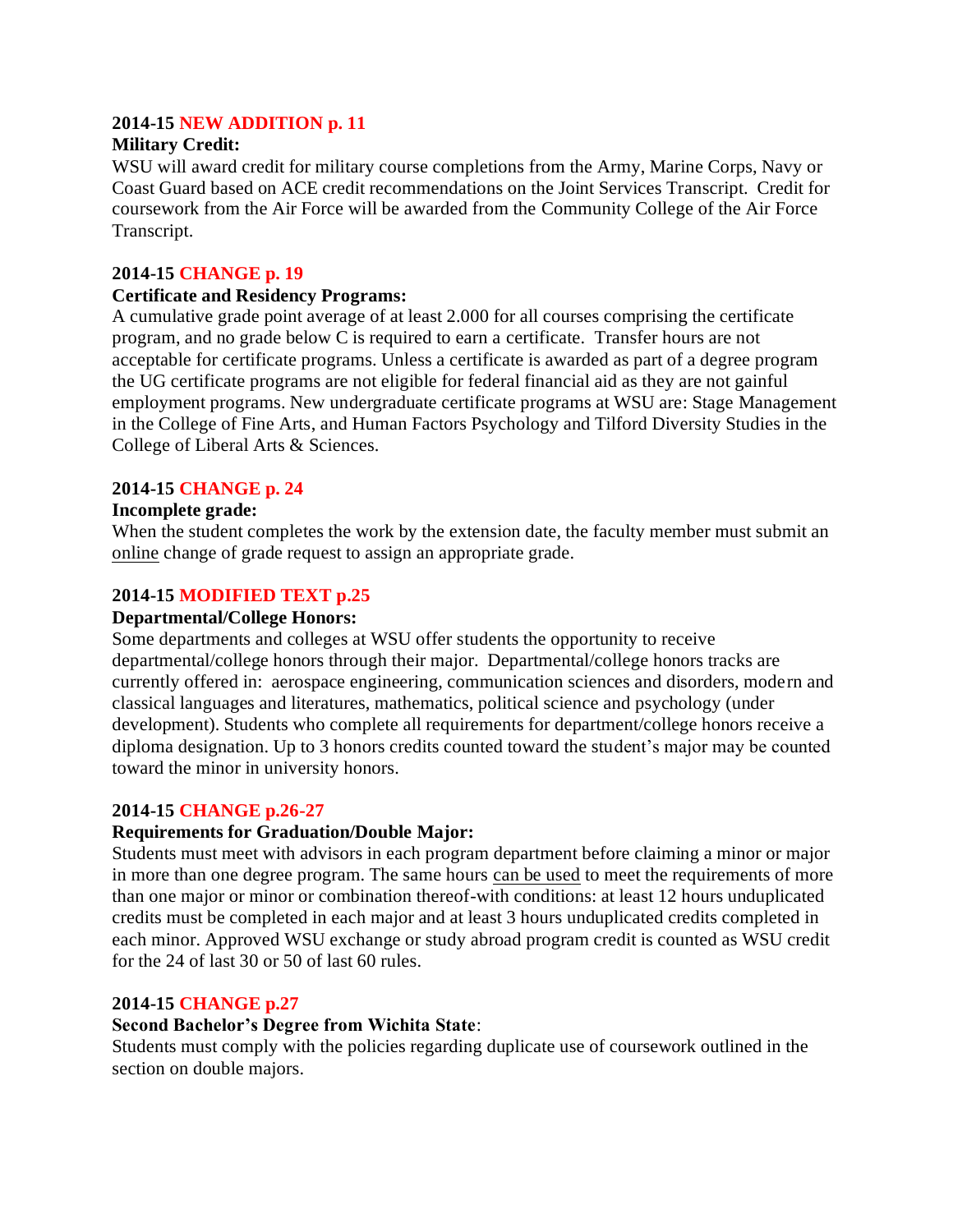**2014-15 NEW ADDITION p. 11**

**Military Credit:**

WSU will award credit for military course completions from the Army, Marine Corps, Navy or Coast Guard based on ACE credit recommendations on the Joint Services Transcript. Credit for coursework from the Air Force will be awarded from the Community College of the Air Force Transcript.

**2014-15 CHANGE p. 19**

**Certificate and Residency Programs:**

A cumulative grade point average of at least 2.000 for all courses comprising the certificate program, and no grade below C is required to earn a certificate. Transfer hours are not acceptable for certificate programs. Unless a certificate is awarded as part of a degree program the UG certificate programs are not eligible for federal financial aid as they are not gainful employment programs. New undergraduate certificate programs at WSU are: Stage Management in the College of Fine Arts, and Human Factors Psychology and Tilford Diversity Studies in the College of Liberal Arts & Sciences.

**2014-15 CHANGE p. 24**

**Incomplete grade:**

When the student completes the work by the extension date, the faculty member must submit an online change of grade request to assign an appropriate grade.

**2014-15 MODIFIED TEXT p.25**

**Departmental/College Honors:**

Some departments and colleges at WSU offer students the opportunity to receive departmental/college honors through their major. Departmental/college honors tracks are currently offered in: aerospace engineering, communication sciences and disorders, modern and classical languages and literatures, mathematics, political science and psychology (under development). Students who complete all requirements for department/college honors receive a diploma designation. Up to 3 honors credits counted toward the student's major may be counted toward the minor in university honors.

**2014-15 CHANGE p.26-27**

**Requirements for Graduation/Double Major:**

Students must meet with advisors in each program department before claiming a minor or major in more than one degree program. The same hours can be used to meet the requirements of more than one major or minor or combination thereof-with conditions: at least 12 hours unduplicated credits must be completed in each major and at least 3 hours unduplicated credits completed in each minor. Approved WSU exchange or study abroad program credit is counted as WSU credit for the 24 of last 30 or 50 of last 60 rules.

**2014-15 CHANGE p.27**

**Second Bachelor's Degree from Wichita State**:

Students must comply with the policies regarding duplicate use of coursework outlined in the section on double majors.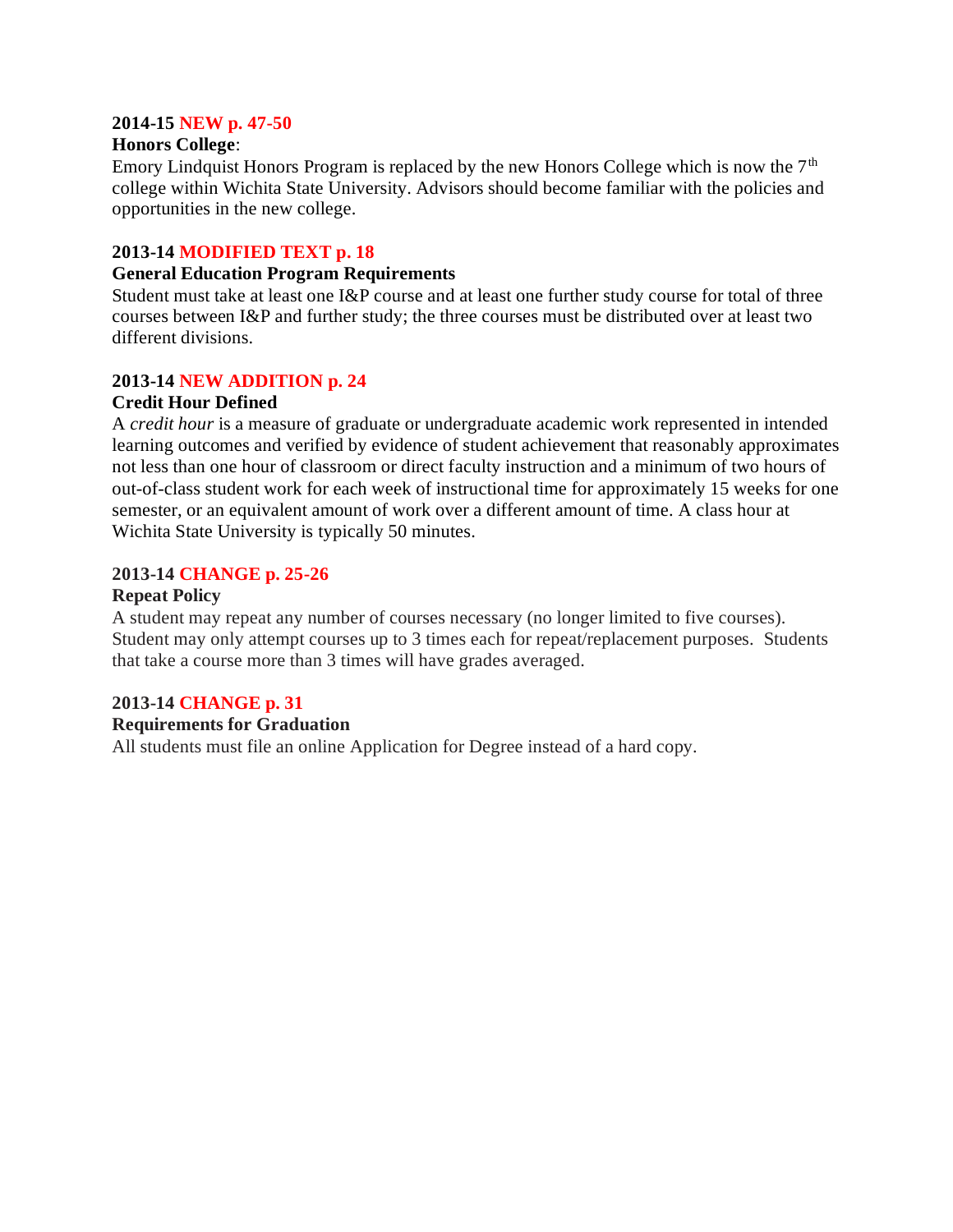**2014-15 NEW p. 47-50**

**Honors College**:

Emory Lindquist Honors Program is replaced by the new Honors College which is now the 7th college within Wichita State University. Advisors should become familiar with the policies and opportunities in the new college.

**2013-14 MODIFIED TEXT p. 18**

**General Education Program Requirements**

Student must take at least one I&P course and at least one further study course for total of three courses between I&P and further study; the three courses must be distributed over at least two different divisions.

**2013-14 NEW ADDITION p. 24**

**Credit Hour Defined**

A *credit hour* is a measure of graduate or undergraduate academic work represented in intended learning outcomes and verified by evidence of student achievement that reasonably approximates not less than one hour of classroom or direct faculty instruction and a minimum of two hours of out-of-class student work for each week of instructional time for approximately 15 weeks for one semester, or an equivalent amount of work over a different amount of time. A class hour at Wichita State University is typically 50 minutes.

**2013-14 CHANGE p. 25-26**

**Repeat Policy**

A student may repeat any number of courses necessary (no longer limited to five courses). Student may only attempt courses up to 3 times each for repeat/replacement purposes. Students that take a course more than 3 times will have grades averaged.

**2013-14 CHANGE p. 31**

**Requirements for Graduation**

All students must file an online Application for Degree instead of a hard copy.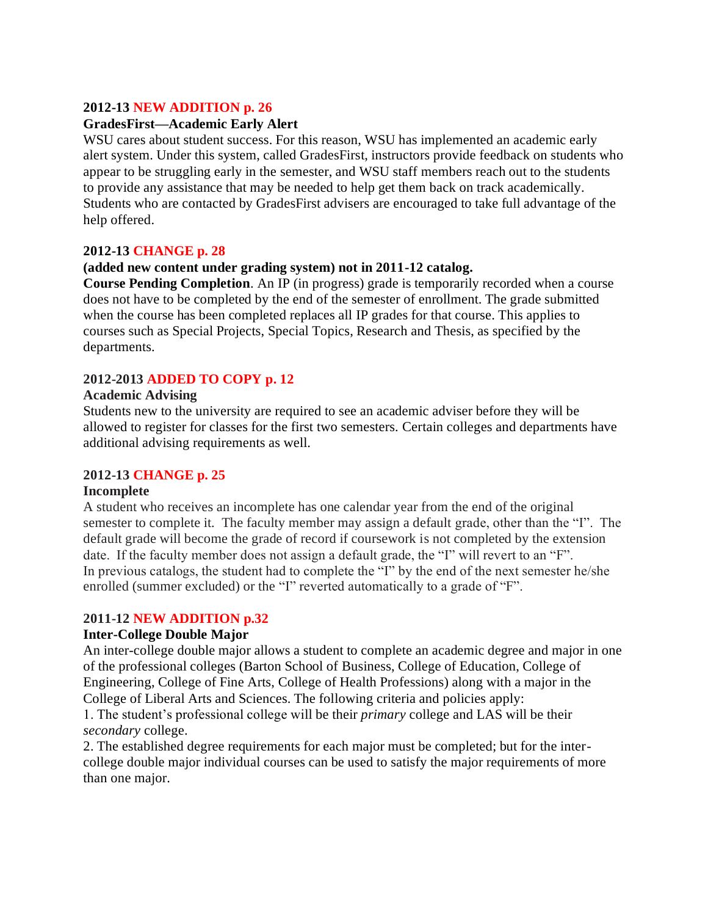**2012-13 NEW ADDITION p. 26**

**GradesFirst—Academic Early Alert**

WSU cares about student success. For this reason, WSU has implemented an academic early alert system. Under this system, called GradesFirst, instructors provide feedback on students who appear to be struggling early in the semester, and WSU staff members reach out to the students to provide any assistance that may be needed to help get them back on track academically. Students who are contacted by GradesFirst advisers are encouraged to take full advantage of the help offered.

**2012-13 CHANGE p. 28**

**(added new content under grading system) not in 2011-12 catalog.**

**Course Pending Completion**. An IP (in progress) grade is temporarily recorded when a course does not have to be completed by the end of the semester of enrollment. The grade submitted when the course has been completed replaces all IP grades for that course. This applies to courses such as Special Projects, Special Topics, Research and Thesis, as specified by the departments.

**2012-2013 ADDED TO COPY p. 12**

**Academic Advising**

Students new to the university are required to see an academic adviser before they will be allowed to register for classes for the first two semesters. Certain colleges and departments have additional advising requirements as well.

**2012-13 CHANGE p. 25**

**Incomplete**

A student who receives an incomplete has one calendar year from the end of the original semester to complete it. The faculty member may assign a default grade, other than the "I". The default grade will become the grade of record if coursework is not completed by the extension date. If the faculty member does not assign a default grade, the "I" will revert to an "F".
In previous catalogs, the student had to complete the "I" by the end of the next semester he/she enrolled (summer excluded) or the "I" reverted automatically to a grade of "F".

**2011-12 NEW ADDITION p.32**

**Inter-College Double Major**

An inter-college double major allows a student to complete an academic degree and major in one of the professional colleges (Barton School of Business, College of Education, College of Engineering, College of Fine Arts, College of Health Professions) along with a major in the College of Liberal Arts and Sciences. The following criteria and policies apply:

1. The student's professional college will be their *primary* college and LAS will be their *secondary* college.
2. The established degree requirements for each major must be completed; but for the inter-college double major individual courses can be used to satisfy the major requirements of more than one major.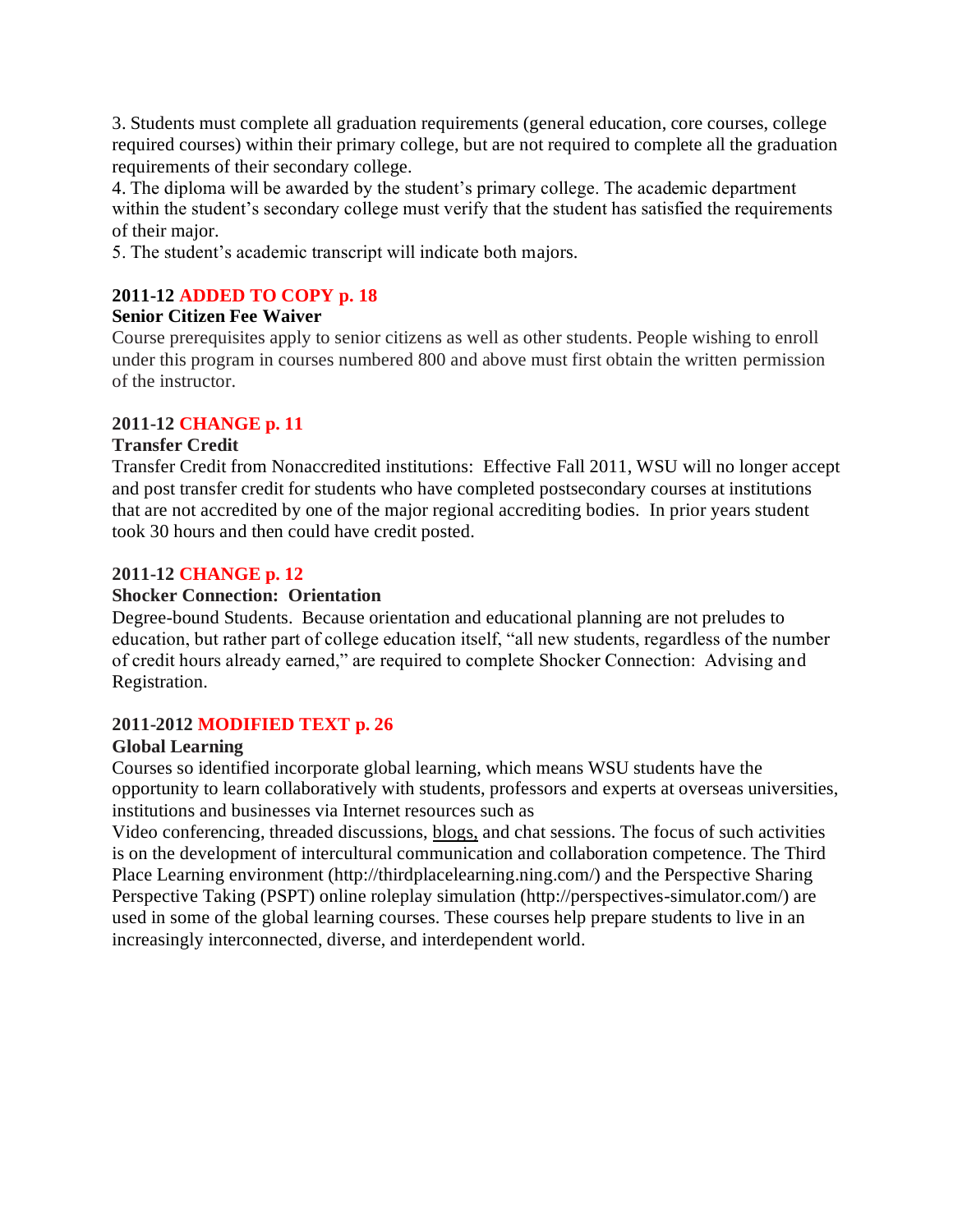3. Students must complete all graduation requirements (general education, core courses, college required courses) within their primary college, but are not required to complete all the graduation requirements of their secondary college.
4. The diploma will be awarded by the student's primary college. The academic department within the student's secondary college must verify that the student has satisfied the requirements of their major.
5. The student's academic transcript will indicate both majors.

**2011-12 ADDED TO COPY p. 18**

**Senior Citizen Fee Waiver**

Course prerequisites apply to senior citizens as well as other students. People wishing to enroll under this program in courses numbered 800 and above must first obtain the written permission of the instructor.

**2011-12 CHANGE p. 11**

**Transfer Credit**

Transfer Credit from Nonaccredited institutions: Effective Fall 2011, WSU will no longer accept and post transfer credit for students who have completed postsecondary courses at institutions that are not accredited by one of the major regional accrediting bodies. In prior years student took 30 hours and then could have credit posted.

**2011-12 CHANGE p. 12**

**Shocker Connection: Orientation**

Degree-bound Students. Because orientation and educational planning are not preludes to education, but rather part of college education itself, "all new students, regardless of the number of credit hours already earned," are required to complete Shocker Connection: Advising and Registration.

**2011-2012 MODIFIED TEXT p. 26**

**Global Learning**

Courses so identified incorporate global learning, which means WSU students have the opportunity to learn collaboratively with students, professors and experts at overseas universities, institutions and businesses via Internet resources such as
Video conferencing, threaded discussions, blogs, and chat sessions. The focus of such activities is on the development of intercultural communication and collaboration competence. The Third Place Learning environment (http://thirdplacelearning.ning.com/) and the Perspective Sharing Perspective Taking (PSPT) online roleplay simulation (http://perspectives-simulator.com/) are used in some of the global learning courses. These courses help prepare students to live in an increasingly interconnected, diverse, and interdependent world.